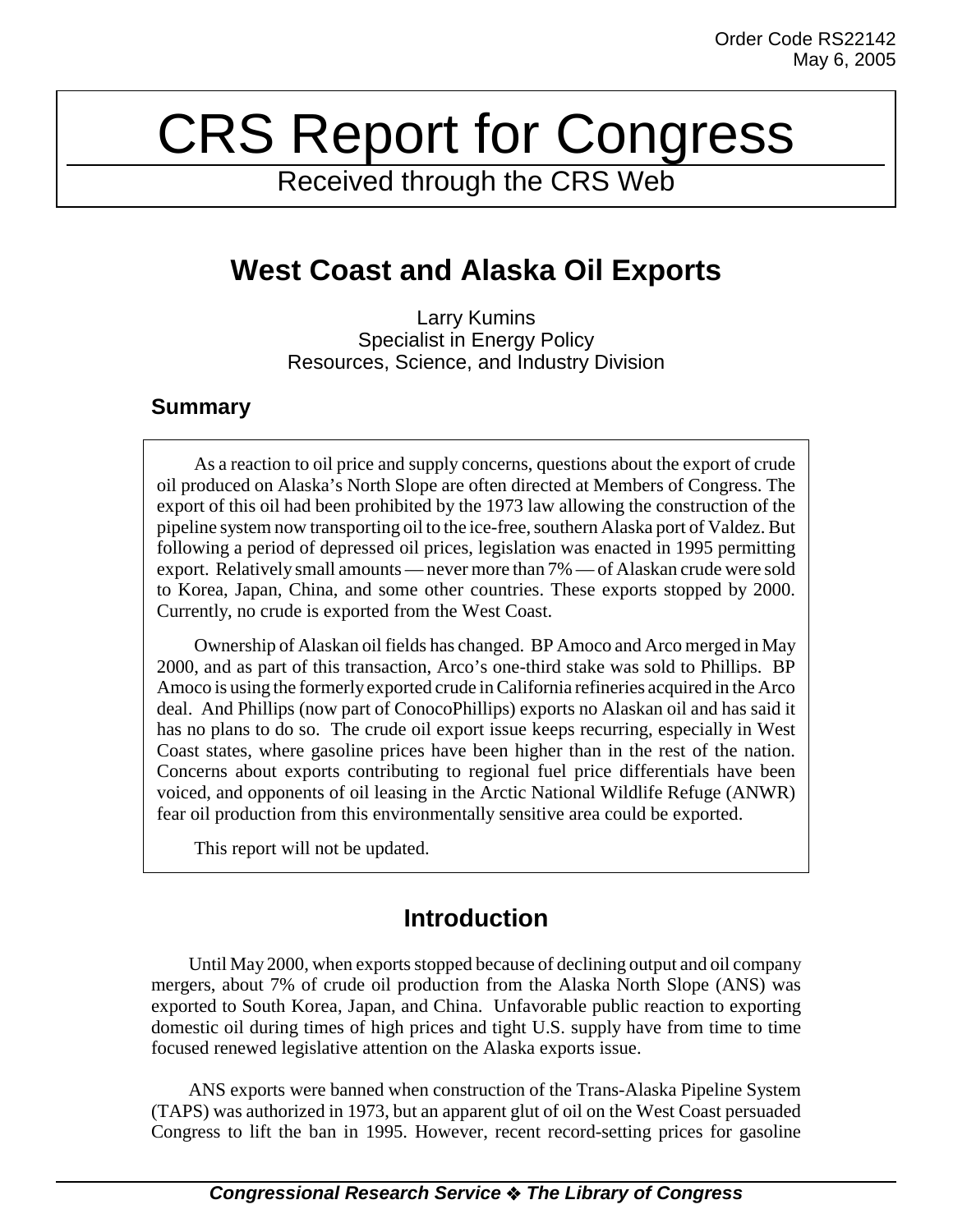Order Code RS22142
May 6, 2005

# CRS Report for Congress

Received through the CRS Web

## West Coast and Alaska Oil Exports

Larry Kumins
Specialist in Energy Policy
Resources, Science, and Industry Division

### Summary

As a reaction to oil price and supply concerns, questions about the export of crude oil produced on Alaska's North Slope are often directed at Members of Congress. The export of this oil had been prohibited by the 1973 law allowing the construction of the pipeline system now transporting oil to the ice-free, southern Alaska port of Valdez. But following a period of depressed oil prices, legislation was enacted in 1995 permitting export. Relatively small amounts — never more than 7% — of Alaskan crude were sold to Korea, Japan, China, and some other countries. These exports stopped by 2000. Currently, no crude is exported from the West Coast.

Ownership of Alaskan oil fields has changed. BP Amoco and Arco merged in May 2000, and as part of this transaction, Arco's one-third stake was sold to Phillips. BP Amoco is using the formerly exported crude in California refineries acquired in the Arco deal. And Phillips (now part of ConocoPhillips) exports no Alaskan oil and has said it has no plans to do so. The crude oil export issue keeps recurring, especially in West Coast states, where gasoline prices have been higher than in the rest of the nation. Concerns about exports contributing to regional fuel price differentials have been voiced, and opponents of oil leasing in the Arctic National Wildlife Refuge (ANWR) fear oil production from this environmentally sensitive area could be exported.

This report will not be updated.

## Introduction

Until May 2000, when exports stopped because of declining output and oil company mergers, about 7% of crude oil production from the Alaska North Slope (ANS) was exported to South Korea, Japan, and China. Unfavorable public reaction to exporting domestic oil during times of high prices and tight U.S. supply have from time to time focused renewed legislative attention on the Alaska exports issue.

ANS exports were banned when construction of the Trans-Alaska Pipeline System (TAPS) was authorized in 1973, but an apparent glut of oil on the West Coast persuaded Congress to lift the ban in 1995. However, recent record-setting prices for gasoline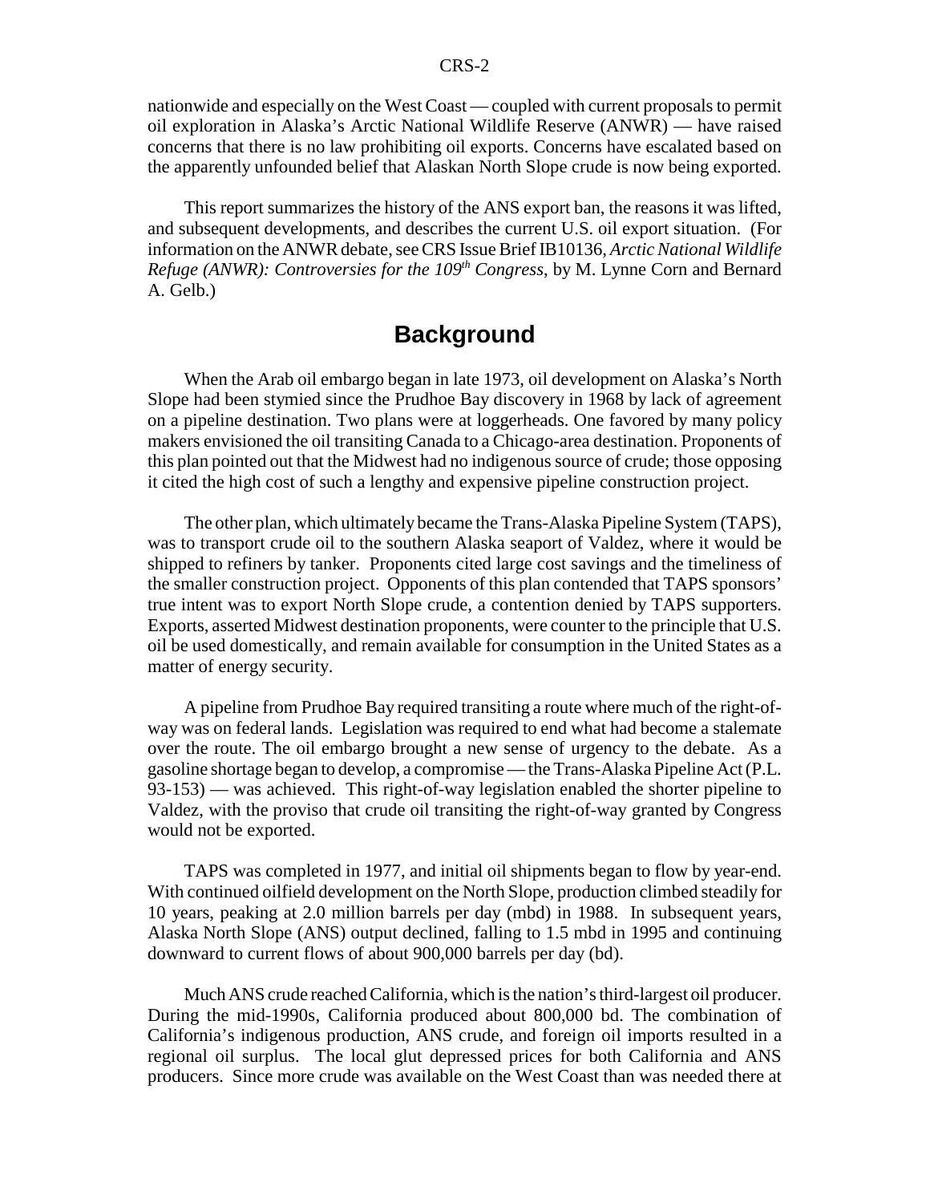nationwide and especially on the West Coast — coupled with current proposals to permit oil exploration in Alaska's Arctic National Wildlife Reserve (ANWR) — have raised concerns that there is no law prohibiting oil exports. Concerns have escalated based on the apparently unfounded belief that Alaskan North Slope crude is now being exported.

This report summarizes the history of the ANS export ban, the reasons it was lifted, and subsequent developments, and describes the current U.S. oil export situation. (For information on the ANWR debate, see CRS Issue Brief IB10136, *Arctic National Wildlife Refuge (ANWR): Controversies for the 109th Congress*, by M. Lynne Corn and Bernard A. Gelb.)

## Background

When the Arab oil embargo began in late 1973, oil development on Alaska's North Slope had been stymied since the Prudhoe Bay discovery in 1968 by lack of agreement on a pipeline destination. Two plans were at loggerheads. One favored by many policy makers envisioned the oil transiting Canada to a Chicago-area destination. Proponents of this plan pointed out that the Midwest had no indigenous source of crude; those opposing it cited the high cost of such a lengthy and expensive pipeline construction project.

The other plan, which ultimately became the Trans-Alaska Pipeline System (TAPS), was to transport crude oil to the southern Alaska seaport of Valdez, where it would be shipped to refiners by tanker. Proponents cited large cost savings and the timeliness of the smaller construction project. Opponents of this plan contended that TAPS sponsors' true intent was to export North Slope crude, a contention denied by TAPS supporters. Exports, asserted Midwest destination proponents, were counter to the principle that U.S. oil be used domestically, and remain available for consumption in the United States as a matter of energy security.

A pipeline from Prudhoe Bay required transiting a route where much of the right-of-way was on federal lands. Legislation was required to end what had become a stalemate over the route. The oil embargo brought a new sense of urgency to the debate. As a gasoline shortage began to develop, a compromise — the Trans-Alaska Pipeline Act (P.L. 93-153) — was achieved. This right-of-way legislation enabled the shorter pipeline to Valdez, with the proviso that crude oil transiting the right-of-way granted by Congress would not be exported.

TAPS was completed in 1977, and initial oil shipments began to flow by year-end. With continued oilfield development on the North Slope, production climbed steadily for 10 years, peaking at 2.0 million barrels per day (mbd) in 1988. In subsequent years, Alaska North Slope (ANS) output declined, falling to 1.5 mbd in 1995 and continuing downward to current flows of about 900,000 barrels per day (bd).

Much ANS crude reached California, which is the nation's third-largest oil producer. During the mid-1990s, California produced about 800,000 bd. The combination of California's indigenous production, ANS crude, and foreign oil imports resulted in a regional oil surplus. The local glut depressed prices for both California and ANS producers. Since more crude was available on the West Coast than was needed there at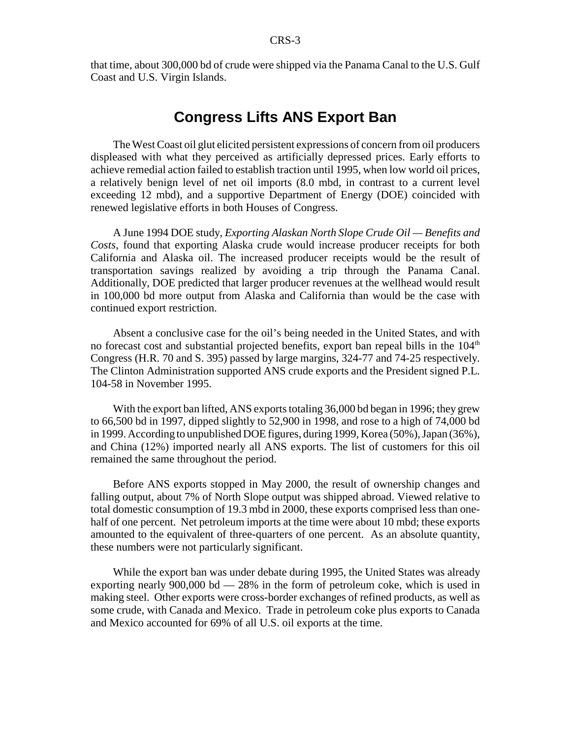that time, about 300,000 bd of crude were shipped via the Panama Canal to the U.S. Gulf Coast and U.S. Virgin Islands.

## Congress Lifts ANS Export Ban

The West Coast oil glut elicited persistent expressions of concern from oil producers displeased with what they perceived as artificially depressed prices. Early efforts to achieve remedial action failed to establish traction until 1995, when low world oil prices, a relatively benign level of net oil imports (8.0 mbd, in contrast to a current level exceeding 12 mbd), and a supportive Department of Energy (DOE) coincided with renewed legislative efforts in both Houses of Congress.

A June 1994 DOE study, *Exporting Alaskan North Slope Crude Oil — Benefits and Costs*, found that exporting Alaska crude would increase producer receipts for both California and Alaska oil. The increased producer receipts would be the result of transportation savings realized by avoiding a trip through the Panama Canal. Additionally, DOE predicted that larger producer revenues at the wellhead would result in 100,000 bd more output from Alaska and California than would be the case with continued export restriction.

Absent a conclusive case for the oil's being needed in the United States, and with no forecast cost and substantial projected benefits, export ban repeal bills in the 104th Congress (H.R. 70 and S. 395) passed by large margins, 324-77 and 74-25 respectively. The Clinton Administration supported ANS crude exports and the President signed P.L. 104-58 in November 1995.

With the export ban lifted, ANS exports totaling 36,000 bd began in 1996; they grew to 66,500 bd in 1997, dipped slightly to 52,900 in 1998, and rose to a high of 74,000 bd in 1999. According to unpublished DOE figures, during 1999, Korea (50%), Japan (36%), and China (12%) imported nearly all ANS exports. The list of customers for this oil remained the same throughout the period.

Before ANS exports stopped in May 2000, the result of ownership changes and falling output, about 7% of North Slope output was shipped abroad. Viewed relative to total domestic consumption of 19.3 mbd in 2000, these exports comprised less than one-half of one percent. Net petroleum imports at the time were about 10 mbd; these exports amounted to the equivalent of three-quarters of one percent. As an absolute quantity, these numbers were not particularly significant.

While the export ban was under debate during 1995, the United States was already exporting nearly 900,000 bd — 28% in the form of petroleum coke, which is used in making steel. Other exports were cross-border exchanges of refined products, as well as some crude, with Canada and Mexico. Trade in petroleum coke plus exports to Canada and Mexico accounted for 69% of all U.S. oil exports at the time.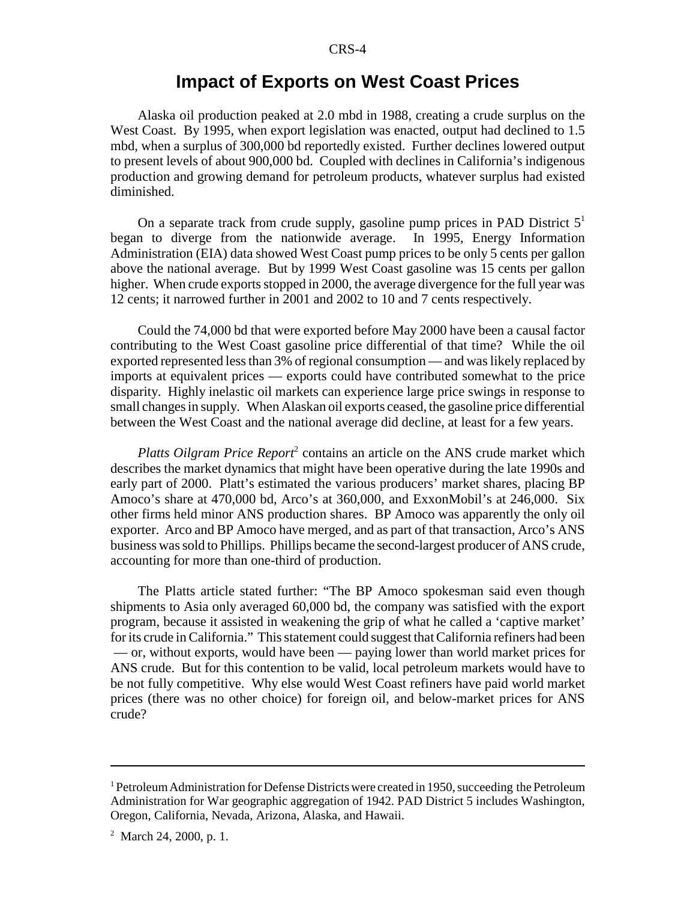## Impact of Exports on West Coast Prices

Alaska oil production peaked at 2.0 mbd in 1988, creating a crude surplus on the West Coast. By 1995, when export legislation was enacted, output had declined to 1.5 mbd, when a surplus of 300,000 bd reportedly existed. Further declines lowered output to present levels of about 900,000 bd. Coupled with declines in California's indigenous production and growing demand for petroleum products, whatever surplus had existed diminished.

On a separate track from crude supply, gasoline pump prices in PAD District 5[1] began to diverge from the nationwide average. In 1995, Energy Information Administration (EIA) data showed West Coast pump prices to be only 5 cents per gallon above the national average. But by 1999 West Coast gasoline was 15 cents per gallon higher. When crude exports stopped in 2000, the average divergence for the full year was 12 cents; it narrowed further in 2001 and 2002 to 10 and 7 cents respectively.

Could the 74,000 bd that were exported before May 2000 have been a causal factor contributing to the West Coast gasoline price differential of that time? While the oil exported represented less than 3% of regional consumption — and was likely replaced by imports at equivalent prices — exports could have contributed somewhat to the price disparity. Highly inelastic oil markets can experience large price swings in response to small changes in supply. When Alaskan oil exports ceased, the gasoline price differential between the West Coast and the national average did decline, at least for a few years.

*Platts Oilgram Price Report*[2] contains an article on the ANS crude market which describes the market dynamics that might have been operative during the late 1990s and early part of 2000. Platt's estimated the various producers' market shares, placing BP Amoco's share at 470,000 bd, Arco's at 360,000, and ExxonMobil's at 246,000. Six other firms held minor ANS production shares. BP Amoco was apparently the only oil exporter. Arco and BP Amoco have merged, and as part of that transaction, Arco's ANS business was sold to Phillips. Phillips became the second-largest producer of ANS crude, accounting for more than one-third of production.

The Platts article stated further: "The BP Amoco spokesman said even though shipments to Asia only averaged 60,000 bd, the company was satisfied with the export program, because it assisted in weakening the grip of what he called a 'captive market' for its crude in California." This statement could suggest that California refiners had been — or, without exports, would have been — paying lower than world market prices for ANS crude. But for this contention to be valid, local petroleum markets would have to be not fully competitive. Why else would West Coast refiners have paid world market prices (there was no other choice) for foreign oil, and below-market prices for ANS crude?

---

[1] Petroleum Administration for Defense Districts were created in 1950, succeeding the Petroleum Administration for War geographic aggregation of 1942. PAD District 5 includes Washington, Oregon, California, Nevada, Arizona, Alaska, and Hawaii.

[2] March 24, 2000, p. 1.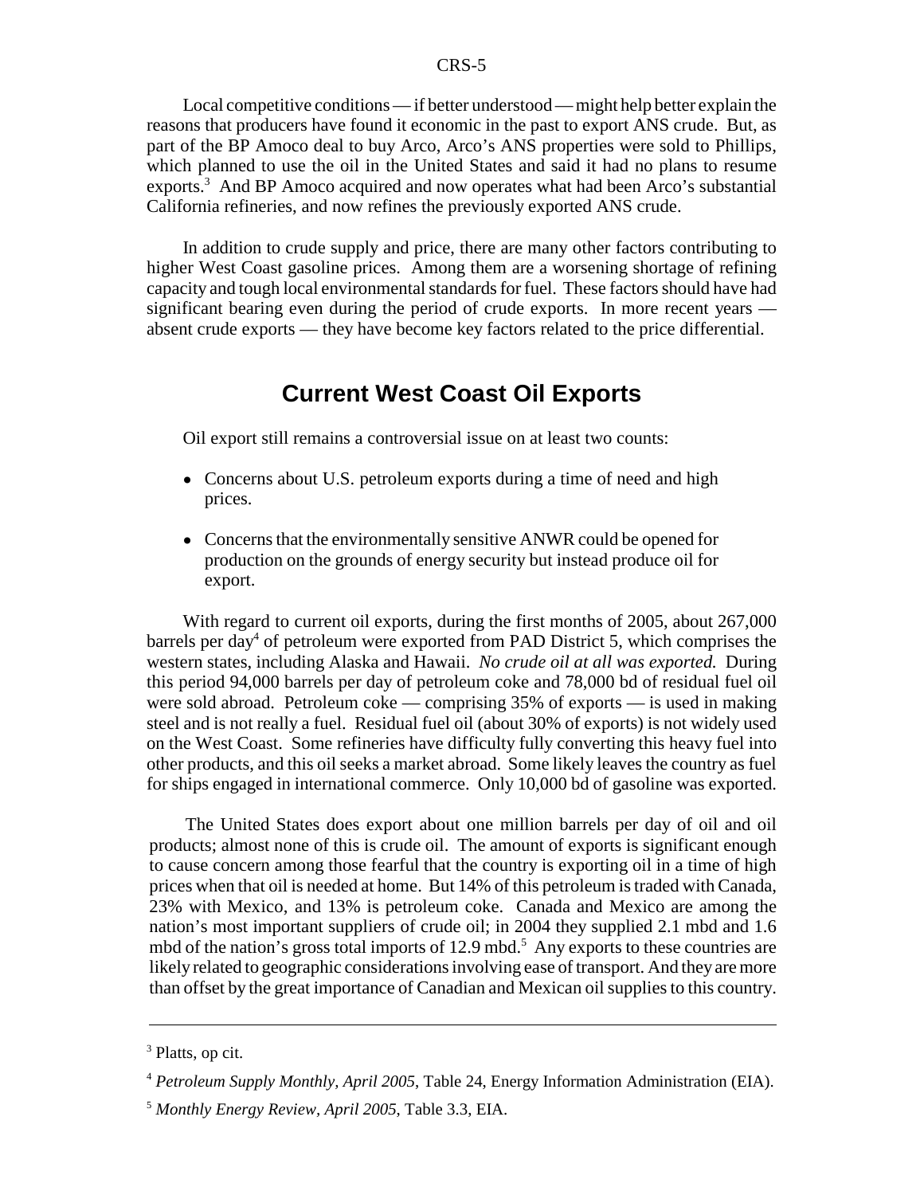Local competitive conditions — if better understood — might help better explain the reasons that producers have found it economic in the past to export ANS crude. But, as part of the BP Amoco deal to buy Arco, Arco's ANS properties were sold to Phillips, which planned to use the oil in the United States and said it had no plans to resume exports.[3] And BP Amoco acquired and now operates what had been Arco's substantial California refineries, and now refines the previously exported ANS crude.

In addition to crude supply and price, there are many other factors contributing to higher West Coast gasoline prices. Among them are a worsening shortage of refining capacity and tough local environmental standards for fuel. These factors should have had significant bearing even during the period of crude exports. In more recent years — absent crude exports — they have become key factors related to the price differential.

## Current West Coast Oil Exports

Oil export still remains a controversial issue on at least two counts:

- Concerns about U.S. petroleum exports during a time of need and high prices.
- Concerns that the environmentally sensitive ANWR could be opened for production on the grounds of energy security but instead produce oil for export.

With regard to current oil exports, during the first months of 2005, about 267,000 barrels per day[4] of petroleum were exported from PAD District 5, which comprises the western states, including Alaska and Hawaii. *No crude oil at all was exported.* During this period 94,000 barrels per day of petroleum coke and 78,000 bd of residual fuel oil were sold abroad. Petroleum coke — comprising 35% of exports — is used in making steel and is not really a fuel. Residual fuel oil (about 30% of exports) is not widely used on the West Coast. Some refineries have difficulty fully converting this heavy fuel into other products, and this oil seeks a market abroad. Some likely leaves the country as fuel for ships engaged in international commerce. Only 10,000 bd of gasoline was exported.

The United States does export about one million barrels per day of oil and oil products; almost none of this is crude oil. The amount of exports is significant enough to cause concern among those fearful that the country is exporting oil in a time of high prices when that oil is needed at home. But 14% of this petroleum is traded with Canada, 23% with Mexico, and 13% is petroleum coke. Canada and Mexico are among the nation's most important suppliers of crude oil; in 2004 they supplied 2.1 mbd and 1.6 mbd of the nation's gross total imports of 12.9 mbd.[5] Any exports to these countries are likely related to geographic considerations involving ease of transport. And they are more than offset by the great importance of Canadian and Mexican oil supplies to this country.

---

[3] Platts, op cit.

[4] *Petroleum Supply Monthly, April 2005*, Table 24, Energy Information Administration (EIA).

[5] *Monthly Energy Review, April 2005*, Table 3.3, EIA.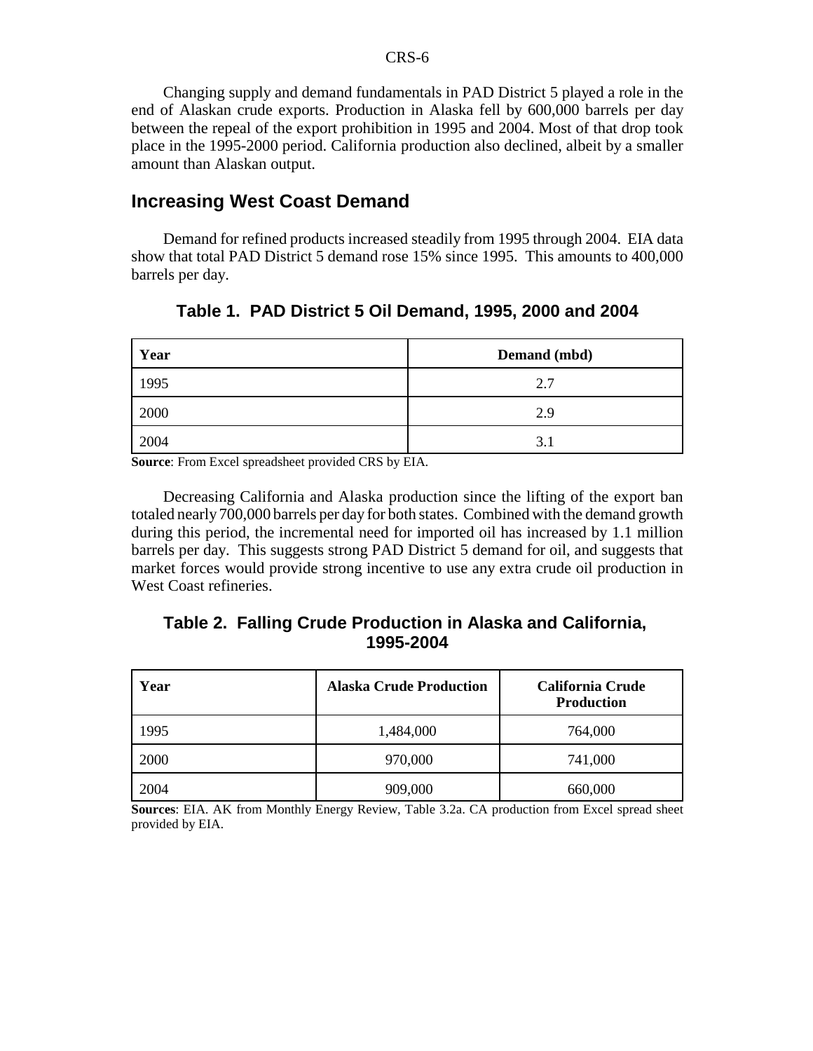Changing supply and demand fundamentals in PAD District 5 played a role in the end of Alaskan crude exports. Production in Alaska fell by 600,000 barrels per day between the repeal of the export prohibition in 1995 and 2004. Most of that drop took place in the 1995-2000 period. California production also declined, albeit by a smaller amount than Alaskan output.

## Increasing West Coast Demand

Demand for refined products increased steadily from 1995 through 2004. EIA data show that total PAD District 5 demand rose 15% since 1995. This amounts to 400,000 barrels per day.

### Table 1. PAD District 5 Oil Demand, 1995, 2000 and 2004

| Year | Demand (mbd) |
|---|---|
| 1995 | 2.7 |
| 2000 | 2.9 |
| 2004 | 3.1 |

**Source**: From Excel spreadsheet provided CRS by EIA.

Decreasing California and Alaska production since the lifting of the export ban totaled nearly 700,000 barrels per day for both states. Combined with the demand growth during this period, the incremental need for imported oil has increased by 1.1 million barrels per day. This suggests strong PAD District 5 demand for oil, and suggests that market forces would provide strong incentive to use any extra crude oil production in West Coast refineries.

### Table 2. Falling Crude Production in Alaska and California, 1995-2004

| Year | Alaska Crude Production | California Crude Production |
|---|---|---|
| 1995 | 1,484,000 | 764,000 |
| 2000 | 970,000 | 741,000 |
| 2004 | 909,000 | 660,000 |

**Sources**: EIA. AK from Monthly Energy Review, Table 3.2a. CA production from Excel spread sheet provided by EIA.